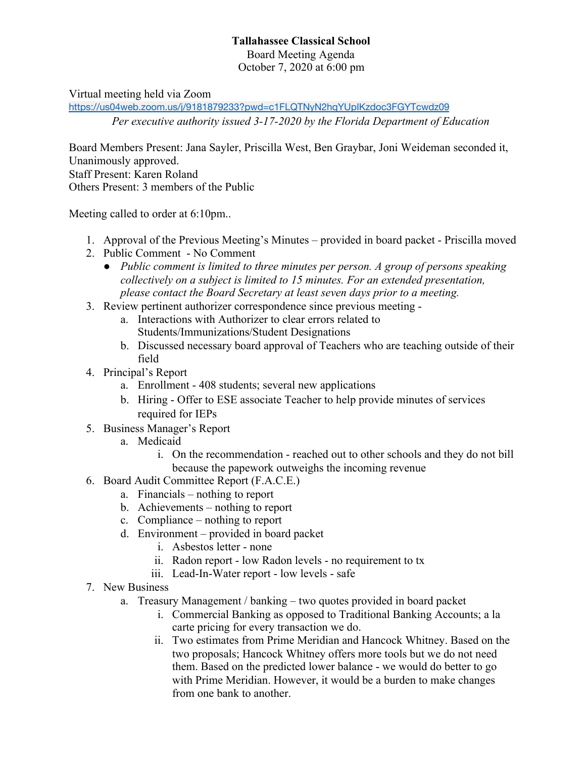**Tallahassee Classical School**
Board Meeting Agenda
October 7, 2020 at 6:00 pm

Virtual meeting held via Zoom
https://us04web.zoom.us/j/9181879233?pwd=c1FLQTNyN2hqYUpIKzdoc3FGYTcwdz09
*Per executive authority issued 3-17-2020 by the Florida Department of Education*

Board Members Present: Jana Sayler, Priscilla West, Ben Graybar, Joni Weideman seconded it, Unanimously approved.
Staff Present: Karen Roland
Others Present: 3 members of the Public

Meeting called to order at 6:10pm..

1. Approval of the Previous Meeting's Minutes – provided in board packet - Priscilla moved
2. Public Comment - No Comment
   - *Public comment is limited to three minutes per person. A group of persons speaking collectively on a subject is limited to 15 minutes. For an extended presentation, please contact the Board Secretary at least seven days prior to a meeting.*
3. Review pertinent authorizer correspondence since previous meeting -
   a. Interactions with Authorizer to clear errors related to Students/Immunizations/Student Designations
   b. Discussed necessary board approval of Teachers who are teaching outside of their field
4. Principal's Report
   a. Enrollment - 408 students; several new applications
   b. Hiring - Offer to ESE associate Teacher to help provide minutes of services required for IEPs
5. Business Manager's Report
   a. Medicaid
      i. On the recommendation - reached out to other schools and they do not bill because the paperwork outweighs the incoming revenue
6. Board Audit Committee Report (F.A.C.E.)
   a. Financials – nothing to report
   b. Achievements – nothing to report
   c. Compliance – nothing to report
   d. Environment – provided in board packet
      i. Asbestos letter - none
      ii. Radon report - low Radon levels - no requirement to tx
      iii. Lead-In-Water report - low levels - safe
7. New Business
   a. Treasury Management / banking – two quotes provided in board packet
      i. Commercial Banking as opposed to Traditional Banking Accounts; a la carte pricing for every transaction we do.
      ii. Two estimates from Prime Meridian and Hancock Whitney. Based on the two proposals; Hancock Whitney offers more tools but we do not need them. Based on the predicted lower balance - we would do better to go with Prime Meridian. However, it would be a burden to make changes from one bank to another.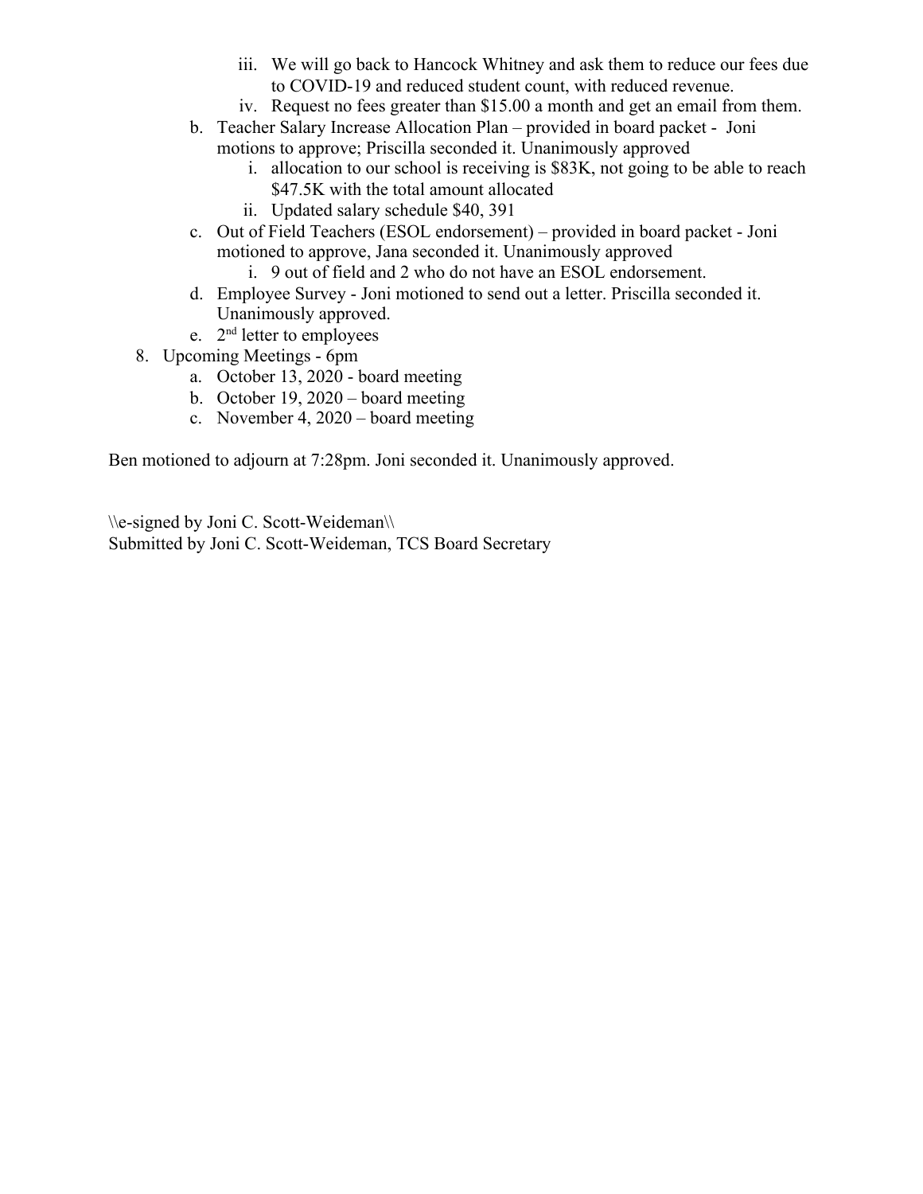- iii. We will go back to Hancock Whitney and ask them to reduce our fees due to COVID-19 and reduced student count, with reduced revenue.
   - iv. Request no fees greater than $15.00 a month and get an email from them.

b. Teacher Salary Increase Allocation Plan – provided in board packet - Joni motions to approve; Priscilla seconded it. Unanimously approved
   - i. allocation to our school is receiving is $83K, not going to be able to reach $47.5K with the total amount allocated
   - ii. Updated salary schedule $40, 391

c. Out of Field Teachers (ESOL endorsement) – provided in board packet - Joni motioned to approve, Jana seconded it. Unanimously approved
   - i. 9 out of field and 2 who do not have an ESOL endorsement.

d. Employee Survey - Joni motioned to send out a letter. Priscilla seconded it. Unanimously approved.

e. 2nd letter to employees

8. Upcoming Meetings - 6pm
   - a. October 13, 2020 - board meeting
   - b. October 19, 2020 – board meeting
   - c. November 4, 2020 – board meeting

Ben motioned to adjourn at 7:28pm. Joni seconded it. Unanimously approved.

\\e-signed by Joni C. Scott-Weideman\\
Submitted by Joni C. Scott-Weideman, TCS Board Secretary